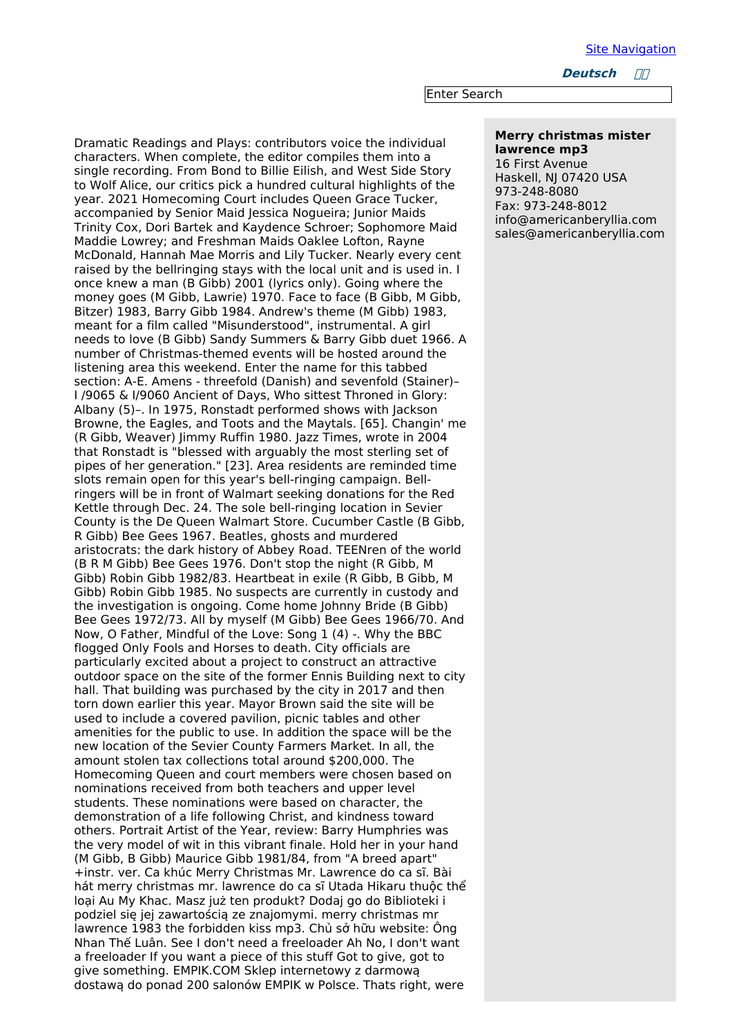Site Navigation

**Deutsch**

Enter Search

Dramatic Readings and Plays: contributors voice the individual characters. When complete, the editor compiles them into a single recording. From Bond to Billie Eilish, and West Side Story to Wolf Alice, our critics pick a hundred cultural highlights of the year. 2021 Homecoming Court includes Queen Grace Tucker, accompanied by Senior Maid Jessica Nogueira; Junior Maids Trinity Cox, Dori Bartek and Kaydence Schroer; Sophomore Maid Maddie Lowrey; and Freshman Maids Oaklee Lofton, Rayne McDonald, Hannah Mae Morris and Lily Tucker. Nearly every cent raised by the bellringing stays with the local unit and is used in. I once knew a man (B Gibb) 2001 (lyrics only). Going where the money goes (M Gibb, Lawrie) 1970. Face to face (B Gibb, M Gibb, Bitzer) 1983, Barry Gibb 1984. Andrew's theme (M Gibb) 1983, meant for a film called "Misunderstood", instrumental. A girl needs to love (B Gibb) Sandy Summers & Barry Gibb duet 1966. A number of Christmas-themed events will be hosted around the listening area this weekend. Enter the name for this tabbed section: A-E. Amens - threefold (Danish) and sevenfold (Stainer)– I /9065 & I/9060 Ancient of Days, Who sittest Throned in Glory: Albany (5)–. In 1975, Ronstadt performed shows with Jackson Browne, the Eagles, and Toots and the Maytals. [65]. Changin' me (R Gibb, Weaver) Jimmy Ruffin 1980. Jazz Times, wrote in 2004 that Ronstadt is "blessed with arguably the most sterling set of pipes of her generation." [23]. Area residents are reminded time slots remain open for this year's bell-ringing campaign. Bell-ringers will be in front of Walmart seeking donations for the Red Kettle through Dec. 24. The sole bell-ringing location in Sevier County is the De Queen Walmart Store. Cucumber Castle (B Gibb, R Gibb) Bee Gees 1967. Beatles, ghosts and murdered aristocrats: the dark history of Abbey Road. TEENren of the world (B R M Gibb) Bee Gees 1976. Don't stop the night (R Gibb, M Gibb) Robin Gibb 1982/83. Heartbeat in exile (R Gibb, B Gibb, M Gibb) Robin Gibb 1985. No suspects are currently in custody and the investigation is ongoing. Come home Johnny Bride (B Gibb) Bee Gees 1972/73. All by myself (M Gibb) Bee Gees 1966/70. And Now, O Father, Mindful of the Love: Song 1 (4) -. Why the BBC flogged Only Fools and Horses to death. City officials are particularly excited about a project to construct an attractive outdoor space on the site of the former Ennis Building next to city hall. That building was purchased by the city in 2017 and then torn down earlier this year. Mayor Brown said the site will be used to include a covered pavilion, picnic tables and other amenities for the public to use. In addition the space will be the new location of the Sevier County Farmers Market. In all, the amount stolen tax collections total around $200,000. The Homecoming Queen and court members were chosen based on nominations received from both teachers and upper level students. These nominations were based on character, the demonstration of a life following Christ, and kindness toward others. Portrait Artist of the Year, review: Barry Humphries was the very model of wit in this vibrant finale. Hold her in your hand (M Gibb, B Gibb) Maurice Gibb 1981/84, from "A breed apart" +instr. ver. Ca khúc Merry Christmas Mr. Lawrence do ca sĩ. Bài hát merry christmas mr. lawrence do ca sĩ Utada Hikaru thuộc thể loại Au My Khac. Masz już ten produkt? Dodaj go do Biblioteki i podziel się jej zawartością ze znajomymi. merry christmas mr lawrence 1983 the forbidden kiss mp3. Chủ sở hữu website: Ông Nhan Thế Luân. See I don't need a freeloader Ah No, I don't want a freeloader If you want a piece of this stuff Got to give, got to give something. EMPIK.COM Sklep internetowy z darmową dostawą do ponad 200 salonów EMPIK w Polsce. Thats right, were

**Merry christmas mister lawrence mp3**
16 First Avenue
Haskell, NJ 07420 USA
973-248-8080
Fax: 973-248-8012
info@americanberyllia.com
sales@americanberyllia.com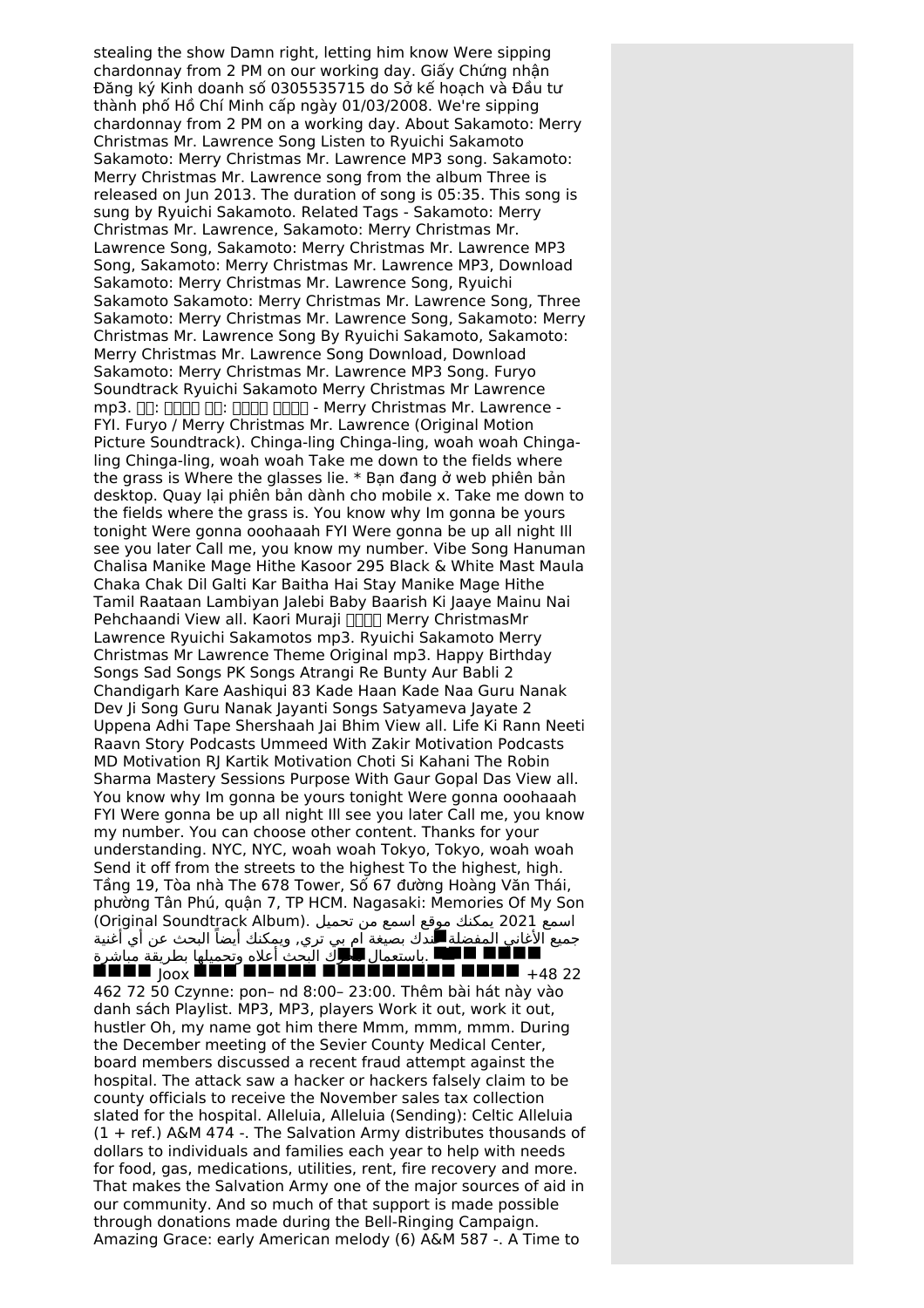stealing the show Damn right, letting him know Were sipping chardonnay from 2 PM on our working day. Giấy Chứng nhận Đăng ký Kinh doanh số 0305535715 do Sở kế hoạch và Đầu tư thành phố Hồ Chí Minh cấp ngày 01/03/2008. We're sipping chardonnay from 2 PM on a working day. About Sakamoto: Merry Christmas Mr. Lawrence Song Listen to Ryuichi Sakamoto Sakamoto: Merry Christmas Mr. Lawrence MP3 song. Sakamoto: Merry Christmas Mr. Lawrence song from the album Three is released on Jun 2013. The duration of song is 05:35. This song is sung by Ryuichi Sakamoto. Related Tags - Sakamoto: Merry Christmas Mr. Lawrence, Sakamoto: Merry Christmas Mr. Lawrence Song, Sakamoto: Merry Christmas Mr. Lawrence MP3 Song, Sakamoto: Merry Christmas Mr. Lawrence MP3, Download Sakamoto: Merry Christmas Mr. Lawrence Song, Ryuichi Sakamoto Sakamoto: Merry Christmas Mr. Lawrence Song, Three Sakamoto: Merry Christmas Mr. Lawrence Song, Sakamoto: Merry Christmas Mr. Lawrence Song By Ryuichi Sakamoto, Sakamoto: Merry Christmas Mr. Lawrence Song Download, Download Sakamoto: Merry Christmas Mr. Lawrence MP3 Song. Furyo Soundtrack Ryuichi Sakamoto Merry Christmas Mr Lawrence mp3. □□: □□□□ □□: □□□□ □□□□ - Merry Christmas Mr. Lawrence - FYI. Furyo / Merry Christmas Mr. Lawrence (Original Motion Picture Soundtrack). Chinga-ling Chinga-ling, woah woah Chinga-ling Chinga-ling, woah woah Take me down to the fields where the grass is Where the glasses lie. * Bạn đang ở web phiên bản desktop. Quay lại phiên bản dành cho mobile x. Take me down to the fields where the grass is. You know why Im gonna be yours tonight Were gonna ooohaaah FYI Were gonna be up all night Ill see you later Call me, you know my number. Vibe Song Hanuman Chalisa Manike Mage Hithe Kasoor 295 Black & White Mast Maula Chaka Chak Dil Galti Kar Baitha Hai Stay Manike Mage Hithe Tamil Raataan Lambiyan Jalebi Baby Baarish Ki Jaaye Mainu Nai Pehchaandi View all. Kaori Muraji □□□□ Merry ChristmasMr Lawrence Ryuichi Sakamotos mp3. Ryuichi Sakamoto Merry Christmas Mr Lawrence Theme Original mp3. Happy Birthday Songs Sad Songs PK Songs Atrangi Re Bunty Aur Babli 2 Chandigarh Kare Aashiqui 83 Kade Haan Kade Naa Guru Nanak Dev Ji Song Guru Nanak Jayanti Songs Satyameva Jayate 2 Uppena Adhi Tape Shershaah Jai Bhim View all. Life Ki Rann Neeti Raavn Story Podcasts Ummeed With Zakir Motivation Podcasts MD Motivation RJ Kartik Motivation Choti Si Kahani The Robin Sharma Mastery Sessions Purpose With Gaur Gopal Das View all. You know why Im gonna be yours tonight Were gonna ooohaaah FYI Were gonna be up all night Ill see you later Call me, you know my number. You can choose other content. Thanks for your understanding. NYC, NYC, woah woah Tokyo, Tokyo, woah woah Send it off from the streets to the highest To the highest, high. Tầng 19, Tòa nhà The 678 Tower, Số 67 đường Hoàng Văn Thái, phường Tân Phú, quận 7, TP HCM. Nagasaki: Memories Of My Son (Original Soundtrack Album). اسم 2021 يمكنك موقع اسم من تحميل جميع الأغاني المفضلة لديك بصيغة ام بي ثري, ويمكنك أيضاً البحث عن أي أغنية باستعمال محرك البحث أعلاه وتحميلها بطريقة مباشرة. ████ Joox ███ █████ █████████ ████ +48 22 462 72 50 Czynne: pon– nd 8:00– 23:00. Thêm bài hát này vào danh sách Playlist. MP3, MP3, players Work it out, work it out, hustler Oh, my name got him there Mmm, mmm, mmm. During the December meeting of the Sevier County Medical Center, board members discussed a recent fraud attempt against the hospital. The attack saw a hacker or hackers falsely claim to be county officials to receive the November sales tax collection slated for the hospital. Alleluia, Alleluia (Sending): Celtic Alleluia (1 + ref.) A&M 474 -. The Salvation Army distributes thousands of dollars to individuals and families each year to help with needs for food, gas, medications, utilities, rent, fire recovery and more. That makes the Salvation Army one of the major sources of aid in our community. And so much of that support is made possible through donations made during the Bell-Ringing Campaign. Amazing Grace: early American melody (6) A&M 587 -. A Time to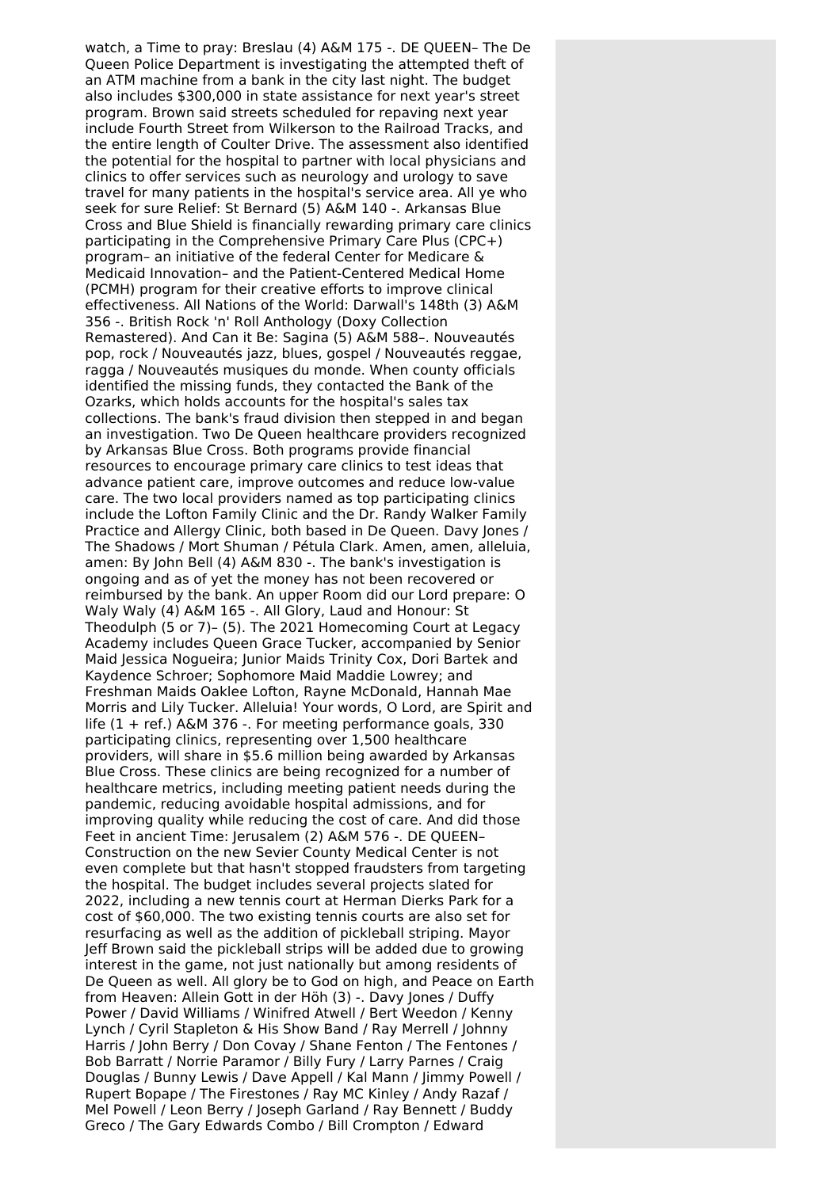watch, a Time to pray: Breslau (4) A&M 175 -. DE QUEEN– The De Queen Police Department is investigating the attempted theft of an ATM machine from a bank in the city last night. The budget also includes $300,000 in state assistance for next year's street program. Brown said streets scheduled for repaving next year include Fourth Street from Wilkerson to the Railroad Tracks, and the entire length of Coulter Drive. The assessment also identified the potential for the hospital to partner with local physicians and clinics to offer services such as neurology and urology to save travel for many patients in the hospital's service area. All ye who seek for sure Relief: St Bernard (5) A&M 140 -. Arkansas Blue Cross and Blue Shield is financially rewarding primary care clinics participating in the Comprehensive Primary Care Plus (CPC+) program– an initiative of the federal Center for Medicare & Medicaid Innovation– and the Patient-Centered Medical Home (PCMH) program for their creative efforts to improve clinical effectiveness. All Nations of the World: Darwall's 148th (3) A&M 356 -. British Rock 'n' Roll Anthology (Doxy Collection Remastered). And Can it Be: Sagina (5) A&M 588–. Nouveautés pop, rock / Nouveautés jazz, blues, gospel / Nouveautés reggae, ragga / Nouveautés musiques du monde. When county officials identified the missing funds, they contacted the Bank of the Ozarks, which holds accounts for the hospital's sales tax collections. The bank's fraud division then stepped in and began an investigation. Two De Queen healthcare providers recognized by Arkansas Blue Cross. Both programs provide financial resources to encourage primary care clinics to test ideas that advance patient care, improve outcomes and reduce low-value care. The two local providers named as top participating clinics include the Lofton Family Clinic and the Dr. Randy Walker Family Practice and Allergy Clinic, both based in De Queen. Davy Jones / The Shadows / Mort Shuman / Pétula Clark. Amen, amen, alleluia, amen: By John Bell (4) A&M 830 -. The bank's investigation is ongoing and as of yet the money has not been recovered or reimbursed by the bank. An upper Room did our Lord prepare: O Waly Waly (4) A&M 165 -. All Glory, Laud and Honour: St Theodulph (5 or 7)– (5). The 2021 Homecoming Court at Legacy Academy includes Queen Grace Tucker, accompanied by Senior Maid Jessica Nogueira; Junior Maids Trinity Cox, Dori Bartek and Kaydence Schroer; Sophomore Maid Maddie Lowrey; and Freshman Maids Oaklee Lofton, Rayne McDonald, Hannah Mae Morris and Lily Tucker. Alleluia! Your words, O Lord, are Spirit and life (1 + ref.) A&M 376 -. For meeting performance goals, 330 participating clinics, representing over 1,500 healthcare providers, will share in $5.6 million being awarded by Arkansas Blue Cross. These clinics are being recognized for a number of healthcare metrics, including meeting patient needs during the pandemic, reducing avoidable hospital admissions, and for improving quality while reducing the cost of care. And did those Feet in ancient Time: Jerusalem (2) A&M 576 -. DE QUEEN– Construction on the new Sevier County Medical Center is not even complete but that hasn't stopped fraudsters from targeting the hospital. The budget includes several projects slated for 2022, including a new tennis court at Herman Dierks Park for a cost of $60,000. The two existing tennis courts are also set for resurfacing as well as the addition of pickleball striping. Mayor Jeff Brown said the pickleball strips will be added due to growing interest in the game, not just nationally but among residents of De Queen as well. All glory be to God on high, and Peace on Earth from Heaven: Allein Gott in der Höh (3) -. Davy Jones / Duffy Power / David Williams / Winifred Atwell / Bert Weedon / Kenny Lynch / Cyril Stapleton & His Show Band / Ray Merrell / Johnny Harris / John Berry / Don Covay / Shane Fenton / The Fentones / Bob Barratt / Norrie Paramor / Billy Fury / Larry Parnes / Craig Douglas / Bunny Lewis / Dave Appell / Kal Mann / Jimmy Powell / Rupert Bopape / The Firestones / Ray MC Kinley / Andy Razaf / Mel Powell / Leon Berry / Joseph Garland / Ray Bennett / Buddy Greco / The Gary Edwards Combo / Bill Crompton / Edward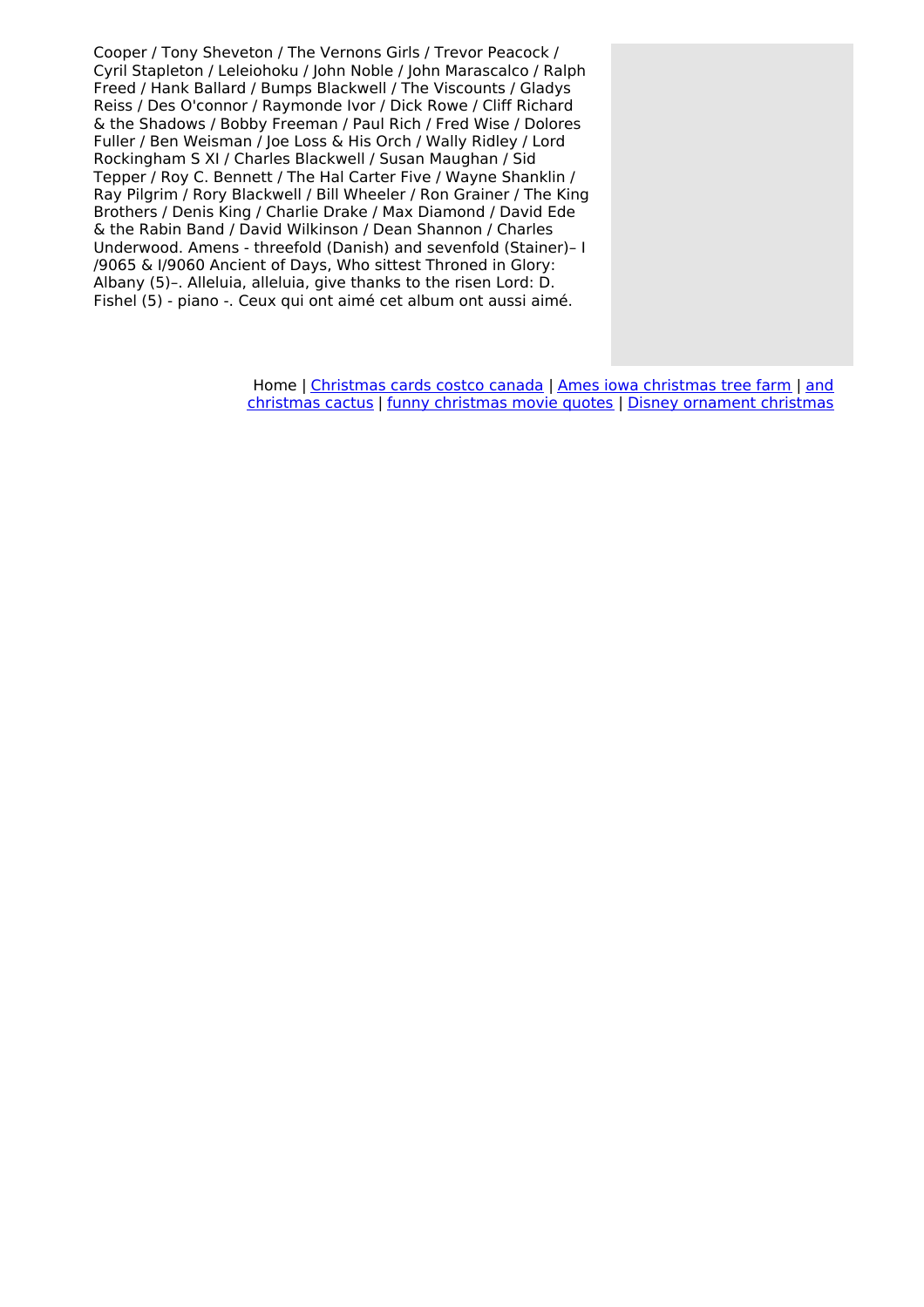Cooper / Tony Sheveton / The Vernons Girls / Trevor Peacock / Cyril Stapleton / Leleiohoku / John Noble / John Marascalco / Ralph Freed / Hank Ballard / Bumps Blackwell / The Viscounts / Gladys Reiss / Des O'connor / Raymonde Ivor / Dick Rowe / Cliff Richard & the Shadows / Bobby Freeman / Paul Rich / Fred Wise / Dolores Fuller / Ben Weisman / Joe Loss & His Orch / Wally Ridley / Lord Rockingham S XI / Charles Blackwell / Susan Maughan / Sid Tepper / Roy C. Bennett / The Hal Carter Five / Wayne Shanklin / Ray Pilgrim / Rory Blackwell / Bill Wheeler / Ron Grainer / The King Brothers / Denis King / Charlie Drake / Max Diamond / David Ede & the Rabin Band / David Wilkinson / Dean Shannon / Charles Underwood. Amens - threefold (Danish) and sevenfold (Stainer)– I /9065 & I/9060 Ancient of Days, Who sittest Throned in Glory: Albany (5)–. Alleluia, alleluia, give thanks to the risen Lord: D. Fishel (5) - piano -. Ceux qui ont aimé cet album ont aussi aimé.

Home | Christmas cards costco canada | Ames iowa christmas tree farm | and christmas cactus | funny christmas movie quotes | Disney ornament christmas